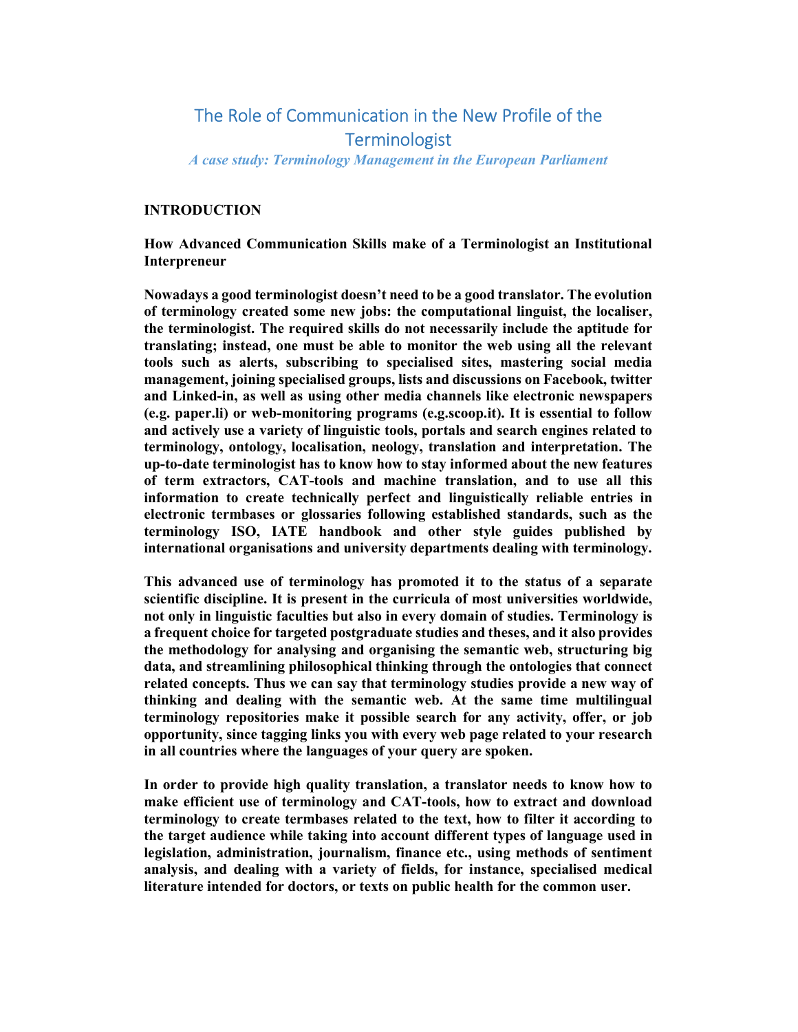# The Role of Communication in the New Profile of the Terminologist

*A case study: Terminology Management in the European Parliament*

## INTRODUCTION

### How Advanced Communication Skills make of a Terminologist an Institutional Interpreneur

**Nowadays a good terminologist doesn't need to be a good translator. The evolution of terminology created some new jobs: the computational linguist, the localiser, the terminologist. The required skills do not necessarily include the aptitude for translating; instead, one must be able to monitor the web using all the relevant tools such as alerts, subscribing to specialised sites, mastering social media management, joining specialised groups, lists and discussions on Facebook, twitter and Linked-in, as well as using other media channels like electronic newspapers (e.g. paper.li) or web-monitoring programs (e.g.scoop.it). It is essential to follow and actively use a variety of linguistic tools, portals and search engines related to terminology, ontology, localisation, neology, translation and interpretation. The up-to-date terminologist has to know how to stay informed about the new features of term extractors, CAT-tools and machine translation, and to use all this information to create technically perfect and linguistically reliable entries in electronic termbases or glossaries following established standards, such as the terminology ISO, IATE handbook and other style guides published by international organisations and university departments dealing with terminology.**

**This advanced use of terminology has promoted it to the status of a separate scientific discipline. It is present in the curricula of most universities worldwide, not only in linguistic faculties but also in every domain of studies. Terminology is a frequent choice for targeted postgraduate studies and theses, and it also provides the methodology for analysing and organising the semantic web, structuring big data, and streamlining philosophical thinking through the ontologies that connect related concepts. Thus we can say that terminology studies provide a new way of thinking and dealing with the semantic web. At the same time multilingual terminology repositories make it possible search for any activity, offer, or job opportunity, since tagging links you with every web page related to your research in all countries where the languages of your query are spoken.**

**In order to provide high quality translation, a translator needs to know how to make efficient use of terminology and CAT-tools, how to extract and download terminology to create termbases related to the text, how to filter it according to the target audience while taking into account different types of language used in legislation, administration, journalism, finance etc., using methods of sentiment analysis, and dealing with a variety of fields, for instance, specialised medical literature intended for doctors, or texts on public health for the common user.**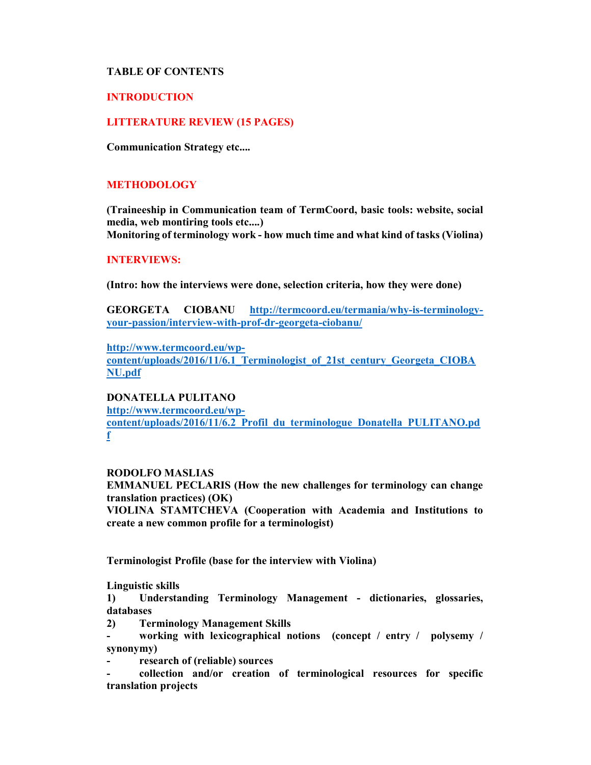**TABLE OF CONTENTS**

**INTRODUCTION**

**LITTERATURE REVIEW (15 PAGES)**

**Communication Strategy etc....**

**METHODOLOGY**

**(Traineeship in Communication team of TermCoord, basic tools: website, social media, web montiring tools etc....)**
**Monitoring of terminology work - how much time and what kind of tasks (Violina)**

**INTERVIEWS:**

**(Intro: how the interviews were done, selection criteria, how they were done)**

**GEORGETA CIOBANU** http://termcoord.eu/termania/why-is-terminology-your-passion/interview-with-prof-dr-georgeta-ciobanu/

http://www.termcoord.eu/wp-content/uploads/2016/11/6.1_Terminologist_of_21st_century_Georgeta_CIOBANU.pdf

**DONATELLA PULITANO**
http://www.termcoord.eu/wp-content/uploads/2016/11/6.2_Profil_du_terminologue_Donatella_PULITANO.pdf

**RODOLFO MASLIAS**
**EMMANUEL PECLARIS (How the new challenges for terminology can change translation practices) (OK)**
**VIOLINA STAMTCHEVA (Cooperation with Academia and Institutions to create a new common profile for a terminologist)**

**Terminologist Profile (base for the interview with Violina)**

**Linguistic skills**
**1) Understanding Terminology Management - dictionaries, glossaries, databases**
**2) Terminology Management Skills**
**- working with lexicographical notions (concept / entry / polysemy / synonymy)**
**- research of (reliable) sources**
**- collection and/or creation of terminological resources for specific translation projects**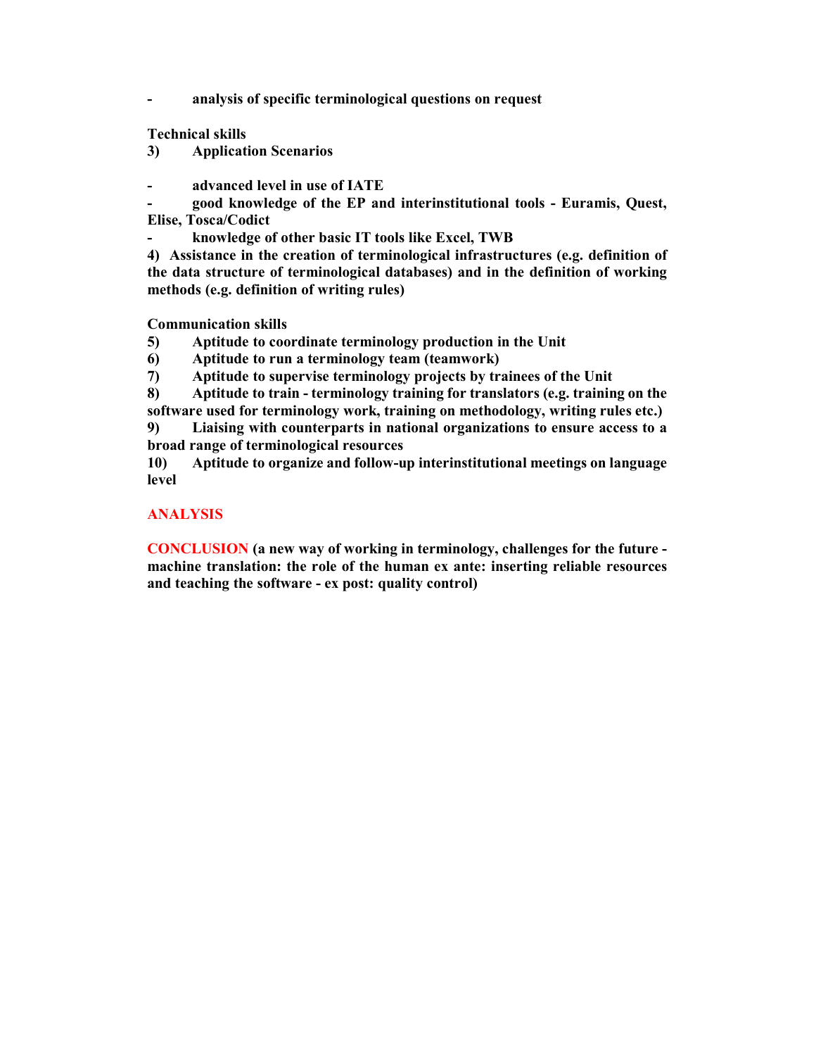- **analysis of specific terminological questions on request**

**Technical skills**

**3) Application Scenarios**

- **advanced level in use of IATE**
- **good knowledge of the EP and interinstitutional tools - Euramis, Quest, Elise, Tosca/Codict**
- **knowledge of other basic IT tools like Excel, TWB**

**4) Assistance in the creation of terminological infrastructures (e.g. definition of the data structure of terminological databases) and in the definition of working methods (e.g. definition of writing rules)**

**Communication skills**

**5) Aptitude to coordinate terminology production in the Unit**

**6) Aptitude to run a terminology team (teamwork)**

**7) Aptitude to supervise terminology projects by trainees of the Unit**

**8) Aptitude to train - terminology training for translators (e.g. training on the software used for terminology work, training on methodology, writing rules etc.)**

**9) Liaising with counterparts in national organizations to ensure access to a broad range of terminological resources**

**10) Aptitude to organize and follow-up interinstitutional meetings on language level**

**ANALYSIS**

**CONCLUSION (a new way of working in terminology, challenges for the future - machine translation: the role of the human ex ante: inserting reliable resources and teaching the software - ex post: quality control)**